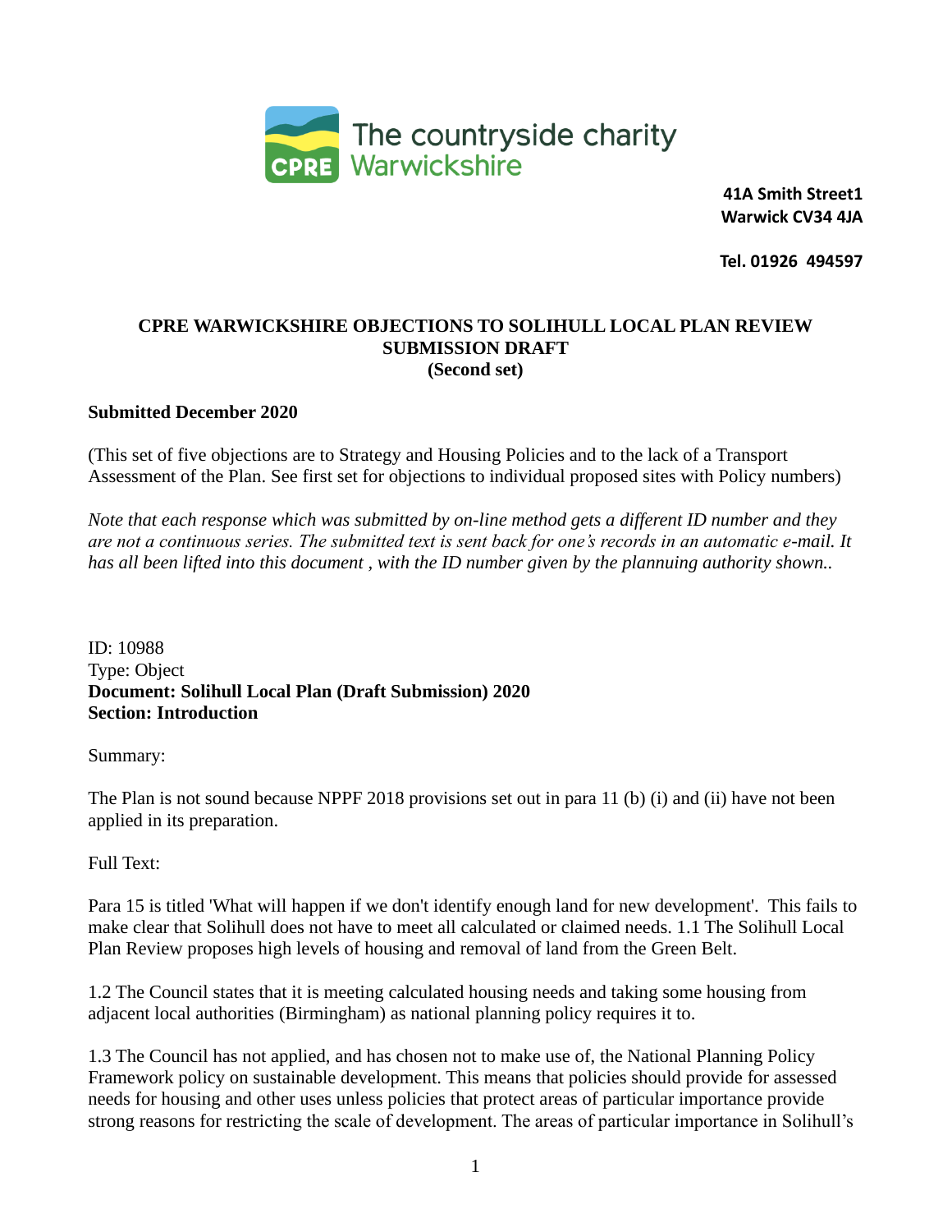The countryside charity
Warwickshire

**41A Smith Street1**
**Warwick CV34 4JA**

**Tel. 01926 494597**

**CPRE WARWICKSHIRE OBJECTIONS TO SOLIHULL LOCAL PLAN REVIEW SUBMISSION DRAFT**
**(Second set)**

**Submitted December 2020**

(This set of five objections are to Strategy and Housing Policies and to the lack of a Transport Assessment of the Plan. See first set for objections to individual proposed sites with Policy numbers)

*Note that each response which was submitted by on-line method gets a different ID number and they are not a continuous series. The submitted text is sent back for one's records in an automatic e-mail. It has all been lifted into this document , with the ID number given by the plannuing authority shown..*

ID: 10988
Type: Object
**Document: Solihull Local Plan (Draft Submission) 2020**
**Section: Introduction**

Summary:

The Plan is not sound because NPPF 2018 provisions set out in para 11 (b) (i) and (ii) have not been applied in its preparation.

Full Text:

Para 15 is titled 'What will happen if we don't identify enough land for new development'. This fails to make clear that Solihull does not have to meet all calculated or claimed needs. 1.1 The Solihull Local Plan Review proposes high levels of housing and removal of land from the Green Belt.

1.2 The Council states that it is meeting calculated housing needs and taking some housing from adjacent local authorities (Birmingham) as national planning policy requires it to.

1.3 The Council has not applied, and has chosen not to make use of, the National Planning Policy Framework policy on sustainable development. This means that policies should provide for assessed needs for housing and other uses unless policies that protect areas of particular importance provide strong reasons for restricting the scale of development. The areas of particular importance in Solihull's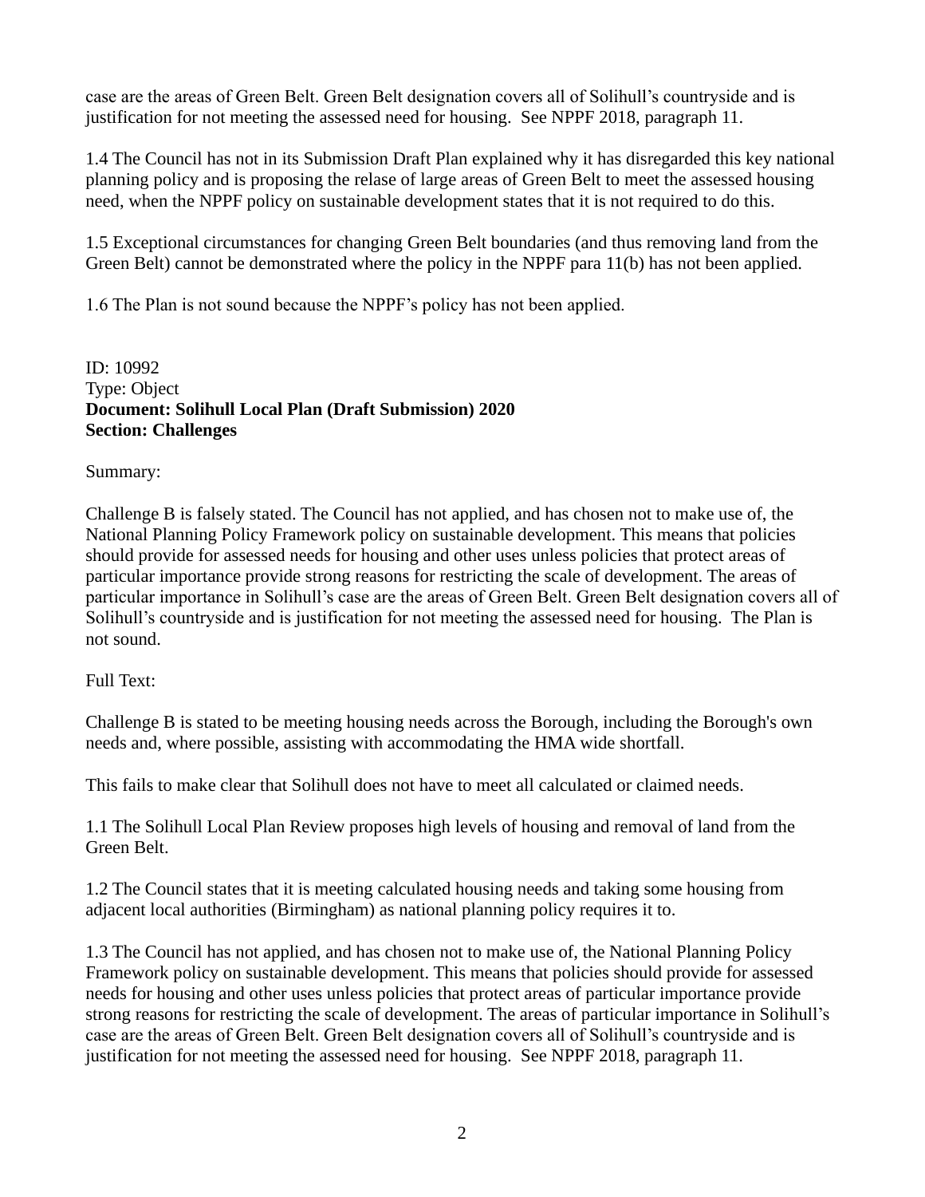case are the areas of Green Belt. Green Belt designation covers all of Solihull's countryside and is justification for not meeting the assessed need for housing. See NPPF 2018, paragraph 11.

1.4 The Council has not in its Submission Draft Plan explained why it has disregarded this key national planning policy and is proposing the relase of large areas of Green Belt to meet the assessed housing need, when the NPPF policy on sustainable development states that it is not required to do this.

1.5 Exceptional circumstances for changing Green Belt boundaries (and thus removing land from the Green Belt) cannot be demonstrated where the policy in the NPPF para 11(b) has not been applied.

1.6 The Plan is not sound because the NPPF's policy has not been applied.

ID: 10992
Type: Object
**Document: Solihull Local Plan (Draft Submission) 2020**
**Section: Challenges**

Summary:

Challenge B is falsely stated. The Council has not applied, and has chosen not to make use of, the National Planning Policy Framework policy on sustainable development. This means that policies should provide for assessed needs for housing and other uses unless policies that protect areas of particular importance provide strong reasons for restricting the scale of development. The areas of particular importance in Solihull's case are the areas of Green Belt. Green Belt designation covers all of Solihull's countryside and is justification for not meeting the assessed need for housing. The Plan is not sound.

Full Text:

Challenge B is stated to be meeting housing needs across the Borough, including the Borough's own needs and, where possible, assisting with accommodating the HMA wide shortfall.

This fails to make clear that Solihull does not have to meet all calculated or claimed needs.

1.1 The Solihull Local Plan Review proposes high levels of housing and removal of land from the Green Belt.

1.2 The Council states that it is meeting calculated housing needs and taking some housing from adjacent local authorities (Birmingham) as national planning policy requires it to.

1.3 The Council has not applied, and has chosen not to make use of, the National Planning Policy Framework policy on sustainable development. This means that policies should provide for assessed needs for housing and other uses unless policies that protect areas of particular importance provide strong reasons for restricting the scale of development. The areas of particular importance in Solihull's case are the areas of Green Belt. Green Belt designation covers all of Solihull's countryside and is justification for not meeting the assessed need for housing. See NPPF 2018, paragraph 11.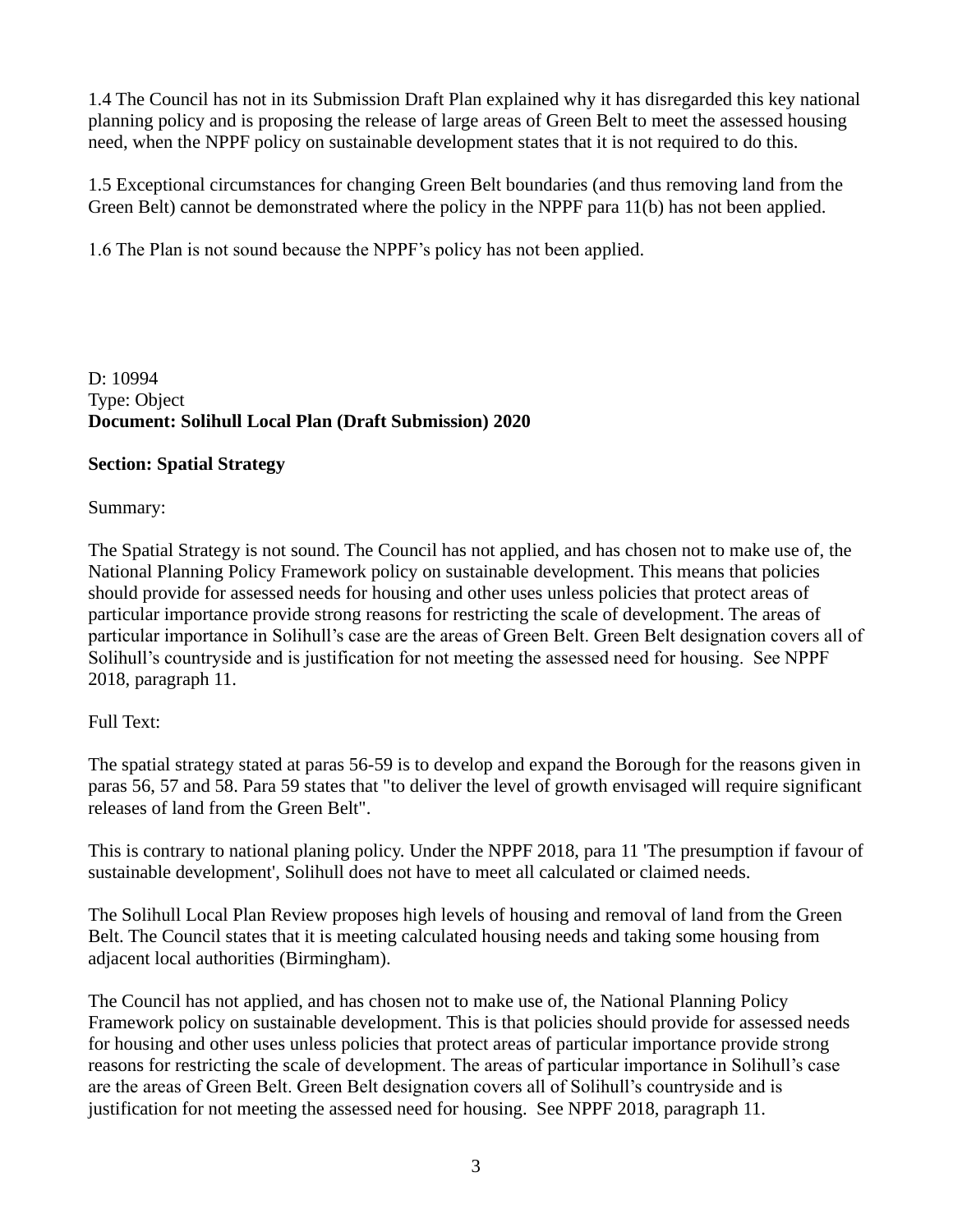1.4 The Council has not in its Submission Draft Plan explained why it has disregarded this key national planning policy and is proposing the release of large areas of Green Belt to meet the assessed housing need, when the NPPF policy on sustainable development states that it is not required to do this.

1.5 Exceptional circumstances for changing Green Belt boundaries (and thus removing land from the Green Belt) cannot be demonstrated where the policy in the NPPF para 11(b) has not been applied.

1.6 The Plan is not sound because the NPPF's policy has not been applied.

D: 10994
Type: Object
**Document: Solihull Local Plan (Draft Submission) 2020**

**Section: Spatial Strategy**

Summary:

The Spatial Strategy is not sound. The Council has not applied, and has chosen not to make use of, the National Planning Policy Framework policy on sustainable development. This means that policies should provide for assessed needs for housing and other uses unless policies that protect areas of particular importance provide strong reasons for restricting the scale of development. The areas of particular importance in Solihull's case are the areas of Green Belt. Green Belt designation covers all of Solihull's countryside and is justification for not meeting the assessed need for housing. See NPPF 2018, paragraph 11.

Full Text:

The spatial strategy stated at paras 56-59 is to develop and expand the Borough for the reasons given in paras 56, 57 and 58. Para 59 states that "to deliver the level of growth envisaged will require significant releases of land from the Green Belt".

This is contrary to national planing policy. Under the NPPF 2018, para 11 'The presumption if favour of sustainable development', Solihull does not have to meet all calculated or claimed needs.

The Solihull Local Plan Review proposes high levels of housing and removal of land from the Green Belt. The Council states that it is meeting calculated housing needs and taking some housing from adjacent local authorities (Birmingham).

The Council has not applied, and has chosen not to make use of, the National Planning Policy Framework policy on sustainable development. This is that policies should provide for assessed needs for housing and other uses unless policies that protect areas of particular importance provide strong reasons for restricting the scale of development. The areas of particular importance in Solihull's case are the areas of Green Belt. Green Belt designation covers all of Solihull's countryside and is justification for not meeting the assessed need for housing. See NPPF 2018, paragraph 11.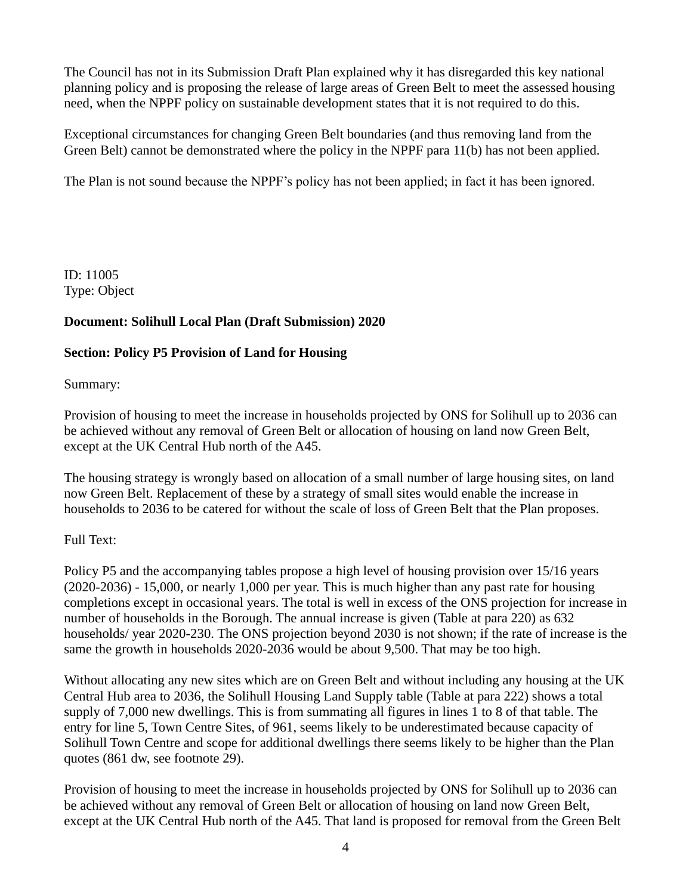The Council has not in its Submission Draft Plan explained why it has disregarded this key national planning policy and is proposing the release of large areas of Green Belt to meet the assessed housing need, when the NPPF policy on sustainable development states that it is not required to do this.

Exceptional circumstances for changing Green Belt boundaries (and thus removing land from the Green Belt) cannot be demonstrated where the policy in the NPPF para 11(b) has not been applied.

The Plan is not sound because the NPPF's policy has not been applied; in fact it has been ignored.

ID: 11005
Type: Object

**Document: Solihull Local Plan (Draft Submission) 2020**

**Section: Policy P5 Provision of Land for Housing**

Summary:

Provision of housing to meet the increase in households projected by ONS for Solihull up to 2036 can be achieved without any removal of Green Belt or allocation of housing on land now Green Belt, except at the UK Central Hub north of the A45.

The housing strategy is wrongly based on allocation of a small number of large housing sites, on land now Green Belt. Replacement of these by a strategy of small sites would enable the increase in households to 2036 to be catered for without the scale of loss of Green Belt that the Plan proposes.

Full Text:

Policy P5 and the accompanying tables propose a high level of housing provision over 15/16 years (2020-2036) - 15,000, or nearly 1,000 per year. This is much higher than any past rate for housing completions except in occasional years. The total is well in excess of the ONS projection for increase in number of households in the Borough. The annual increase is given (Table at para 220) as 632 households/ year 2020-230. The ONS projection beyond 2030 is not shown; if the rate of increase is the same the growth in households 2020-2036 would be about 9,500. That may be too high.

Without allocating any new sites which are on Green Belt and without including any housing at the UK Central Hub area to 2036, the Solihull Housing Land Supply table (Table at para 222) shows a total supply of 7,000 new dwellings. This is from summating all figures in lines 1 to 8 of that table. The entry for line 5, Town Centre Sites, of 961, seems likely to be underestimated because capacity of Solihull Town Centre and scope for additional dwellings there seems likely to be higher than the Plan quotes (861 dw, see footnote 29).

Provision of housing to meet the increase in households projected by ONS for Solihull up to 2036 can be achieved without any removal of Green Belt or allocation of housing on land now Green Belt, except at the UK Central Hub north of the A45. That land is proposed for removal from the Green Belt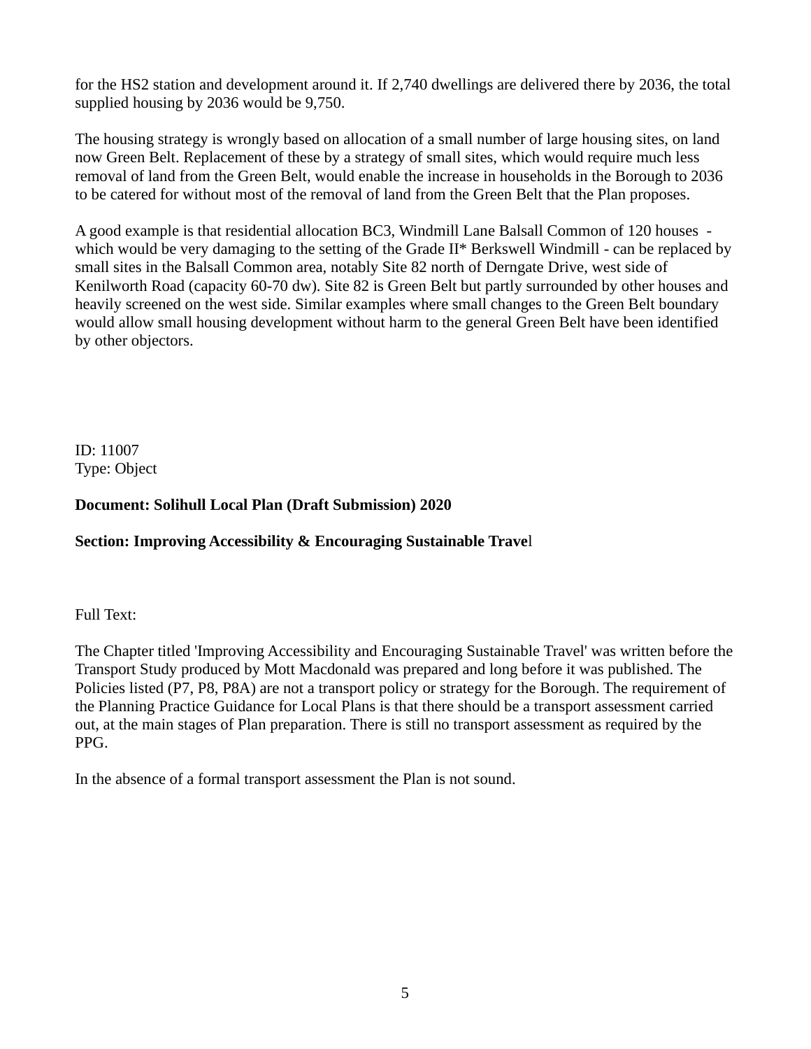for the HS2 station and development around it. If 2,740 dwellings are delivered there by 2036, the total supplied housing by 2036 would be 9,750.

The housing strategy is wrongly based on allocation of a small number of large housing sites, on land now Green Belt. Replacement of these by a strategy of small sites, which would require much less removal of land from the Green Belt, would enable the increase in households in the Borough to 2036 to be catered for without most of the removal of land from the Green Belt that the Plan proposes.

A good example is that residential allocation BC3, Windmill Lane Balsall Common of 120 houses - which would be very damaging to the setting of the Grade II* Berkswell Windmill - can be replaced by small sites in the Balsall Common area, notably Site 82 north of Derngate Drive, west side of Kenilworth Road (capacity 60-70 dw). Site 82 is Green Belt but partly surrounded by other houses and heavily screened on the west side. Similar examples where small changes to the Green Belt boundary would allow small housing development without harm to the general Green Belt have been identified by other objectors.

ID: 11007
Type: Object

**Document: Solihull Local Plan (Draft Submission) 2020**

**Section: Improving Accessibility & Encouraging Sustainable Travel**

Full Text:

The Chapter titled 'Improving Accessibility and Encouraging Sustainable Travel' was written before the Transport Study produced by Mott Macdonald was prepared and long before it was published. The Policies listed (P7, P8, P8A) are not a transport policy or strategy for the Borough. The requirement of the Planning Practice Guidance for Local Plans is that there should be a transport assessment carried out, at the main stages of Plan preparation. There is still no transport assessment as required by the PPG.

In the absence of a formal transport assessment the Plan is not sound.